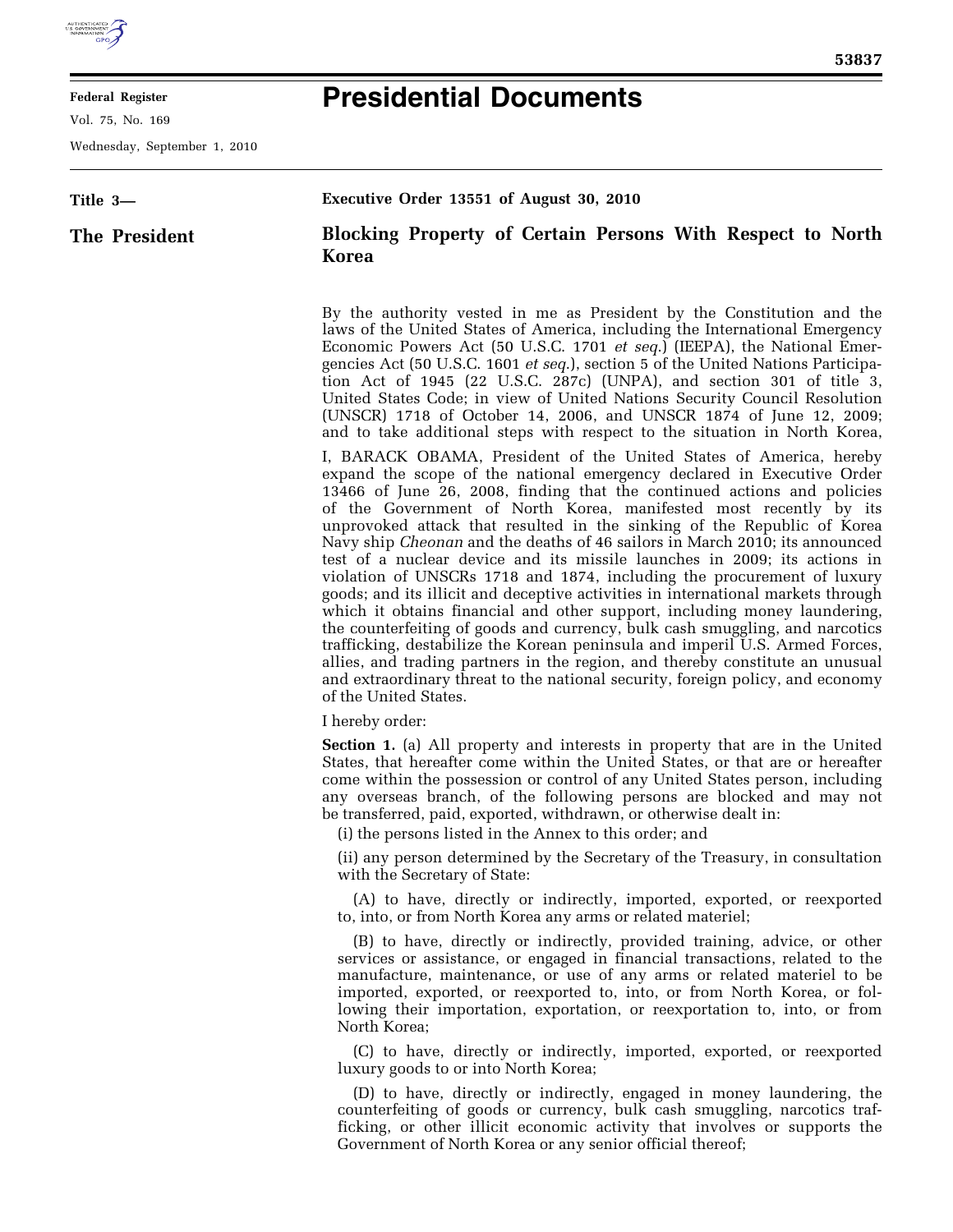**Federal Register**

Vol. 75, No. 169

Wednesday, September 1, 2010

# Presidential Documents

**Title 3—**

**The President**

**Executive Order 13551 of August 30, 2010**

## Blocking Property of Certain Persons With Respect to North Korea

By the authority vested in me as President by the Constitution and the laws of the United States of America, including the International Emergency Economic Powers Act (50 U.S.C. 1701 *et seq.*) (IEEPA), the National Emergencies Act (50 U.S.C. 1601 *et seq.*), section 5 of the United Nations Participation Act of 1945 (22 U.S.C. 287c) (UNPA), and section 301 of title 3, United States Code; in view of United Nations Security Council Resolution (UNSCR) 1718 of October 14, 2006, and UNSCR 1874 of June 12, 2009; and to take additional steps with respect to the situation in North Korea,

I, BARACK OBAMA, President of the United States of America, hereby expand the scope of the national emergency declared in Executive Order 13466 of June 26, 2008, finding that the continued actions and policies of the Government of North Korea, manifested most recently by its unprovoked attack that resulted in the sinking of the Republic of Korea Navy ship *Cheonan* and the deaths of 46 sailors in March 2010; its announced test of a nuclear device and its missile launches in 2009; its actions in violation of UNSCRs 1718 and 1874, including the procurement of luxury goods; and its illicit and deceptive activities in international markets through which it obtains financial and other support, including money laundering, the counterfeiting of goods and currency, bulk cash smuggling, and narcotics trafficking, destabilize the Korean peninsula and imperil U.S. Armed Forces, allies, and trading partners in the region, and thereby constitute an unusual and extraordinary threat to the national security, foreign policy, and economy of the United States.

I hereby order:

**Section 1.** (a) All property and interests in property that are in the United States, that hereafter come within the United States, or that are or hereafter come within the possession or control of any United States person, including any overseas branch, of the following persons are blocked and may not be transferred, paid, exported, withdrawn, or otherwise dealt in:

(i) the persons listed in the Annex to this order; and

(ii) any person determined by the Secretary of the Treasury, in consultation with the Secretary of State:

(A) to have, directly or indirectly, imported, exported, or reexported to, into, or from North Korea any arms or related materiel;

(B) to have, directly or indirectly, provided training, advice, or other services or assistance, or engaged in financial transactions, related to the manufacture, maintenance, or use of any arms or related materiel to be imported, exported, or reexported to, into, or from North Korea, or following their importation, exportation, or reexportation to, into, or from North Korea;

(C) to have, directly or indirectly, imported, exported, or reexported luxury goods to or into North Korea;

(D) to have, directly or indirectly, engaged in money laundering, the counterfeiting of goods or currency, bulk cash smuggling, narcotics trafficking, or other illicit economic activity that involves or supports the Government of North Korea or any senior official thereof;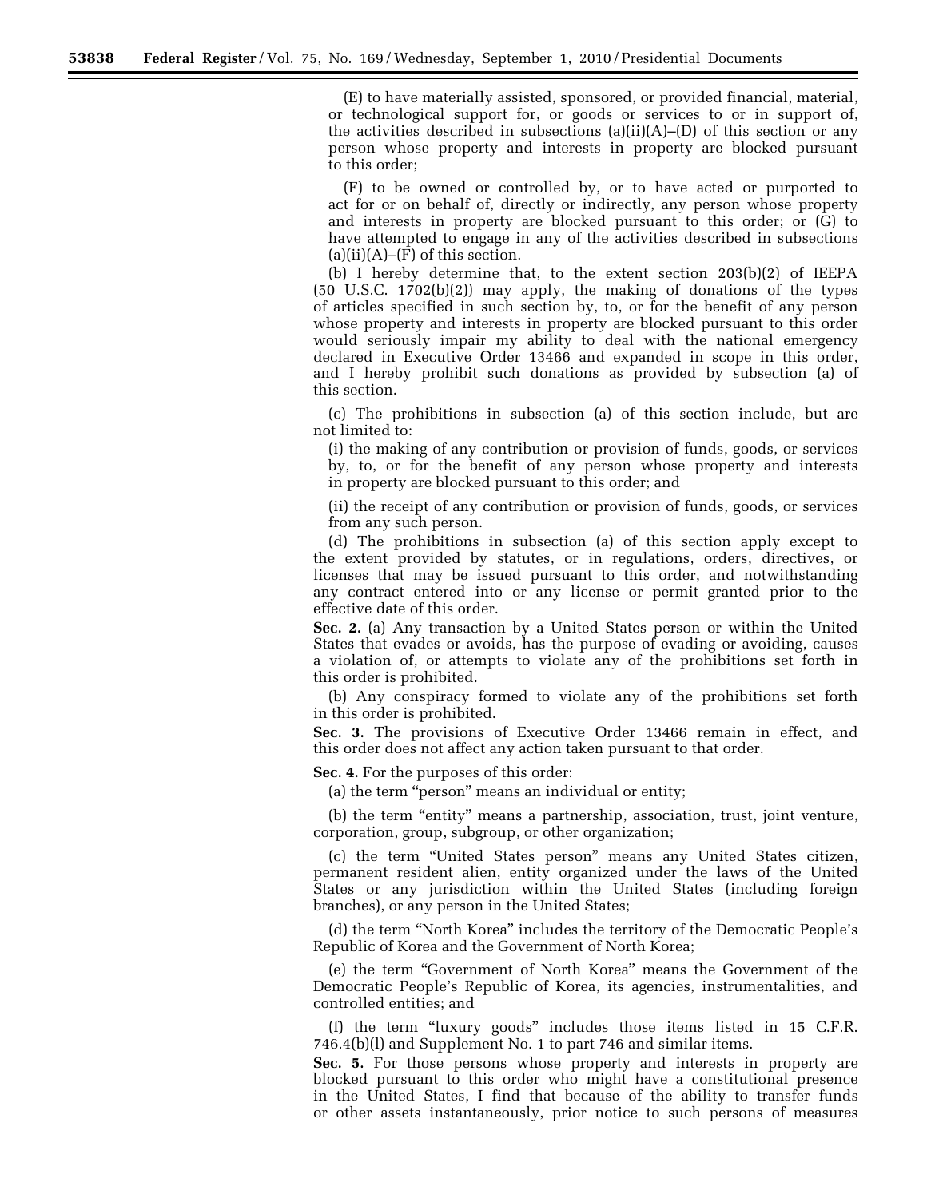(E) to have materially assisted, sponsored, or provided financial, material, or technological support for, or goods or services to or in support of, the activities described in subsections (a)(ii)(A)–(D) of this section or any person whose property and interests in property are blocked pursuant to this order;

(F) to be owned or controlled by, or to have acted or purported to act for or on behalf of, directly or indirectly, any person whose property and interests in property are blocked pursuant to this order; or (G) to have attempted to engage in any of the activities described in subsections (a)(ii)(A)–(F) of this section.

(b) I hereby determine that, to the extent section 203(b)(2) of IEEPA (50 U.S.C. 1702(b)(2)) may apply, the making of donations of the types of articles specified in such section by, to, or for the benefit of any person whose property and interests in property are blocked pursuant to this order would seriously impair my ability to deal with the national emergency declared in Executive Order 13466 and expanded in scope in this order, and I hereby prohibit such donations as provided by subsection (a) of this section.

(c) The prohibitions in subsection (a) of this section include, but are not limited to:

(i) the making of any contribution or provision of funds, goods, or services by, to, or for the benefit of any person whose property and interests in property are blocked pursuant to this order; and

(ii) the receipt of any contribution or provision of funds, goods, or services from any such person.

(d) The prohibitions in subsection (a) of this section apply except to the extent provided by statutes, or in regulations, orders, directives, or licenses that may be issued pursuant to this order, and notwithstanding any contract entered into or any license or permit granted prior to the effective date of this order.

**Sec. 2.** (a) Any transaction by a United States person or within the United States that evades or avoids, has the purpose of evading or avoiding, causes a violation of, or attempts to violate any of the prohibitions set forth in this order is prohibited.

(b) Any conspiracy formed to violate any of the prohibitions set forth in this order is prohibited.

**Sec. 3.** The provisions of Executive Order 13466 remain in effect, and this order does not affect any action taken pursuant to that order.

**Sec. 4.** For the purposes of this order:

(a) the term "person" means an individual or entity;

(b) the term "entity" means a partnership, association, trust, joint venture, corporation, group, subgroup, or other organization;

(c) the term "United States person" means any United States citizen, permanent resident alien, entity organized under the laws of the United States or any jurisdiction within the United States (including foreign branches), or any person in the United States;

(d) the term "North Korea" includes the territory of the Democratic People's Republic of Korea and the Government of North Korea;

(e) the term "Government of North Korea" means the Government of the Democratic People's Republic of Korea, its agencies, instrumentalities, and controlled entities; and

(f) the term "luxury goods" includes those items listed in 15 C.F.R. 746.4(b)(l) and Supplement No. 1 to part 746 and similar items.

**Sec. 5.** For those persons whose property and interests in property are blocked pursuant to this order who might have a constitutional presence in the United States, I find that because of the ability to transfer funds or other assets instantaneously, prior notice to such persons of measures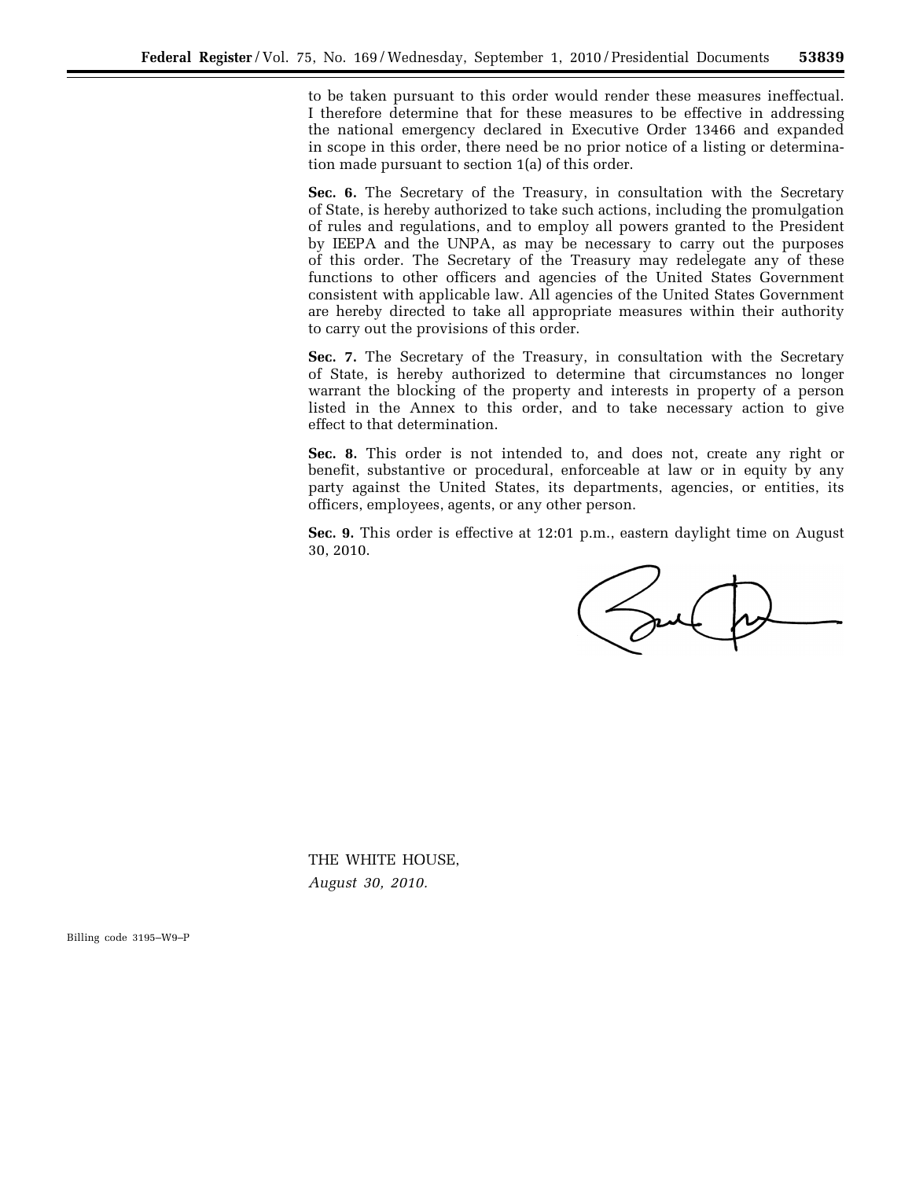to be taken pursuant to this order would render these measures ineffectual. I therefore determine that for these measures to be effective in addressing the national emergency declared in Executive Order 13466 and expanded in scope in this order, there need be no prior notice of a listing or determination made pursuant to section 1(a) of this order.

**Sec. 6.** The Secretary of the Treasury, in consultation with the Secretary of State, is hereby authorized to take such actions, including the promulgation of rules and regulations, and to employ all powers granted to the President by IEEPA and the UNPA, as may be necessary to carry out the purposes of this order. The Secretary of the Treasury may redelegate any of these functions to other officers and agencies of the United States Government consistent with applicable law. All agencies of the United States Government are hereby directed to take all appropriate measures within their authority to carry out the provisions of this order.

**Sec. 7.** The Secretary of the Treasury, in consultation with the Secretary of State, is hereby authorized to determine that circumstances no longer warrant the blocking of the property and interests in property of a person listed in the Annex to this order, and to take necessary action to give effect to that determination.

**Sec. 8.** This order is not intended to, and does not, create any right or benefit, substantive or procedural, enforceable at law or in equity by any party against the United States, its departments, agencies, or entities, its officers, employees, agents, or any other person.

**Sec. 9.** This order is effective at 12:01 p.m., eastern daylight time on August 30, 2010.

THE WHITE HOUSE,
*August 30, 2010.*

Billing code 3195–W9–P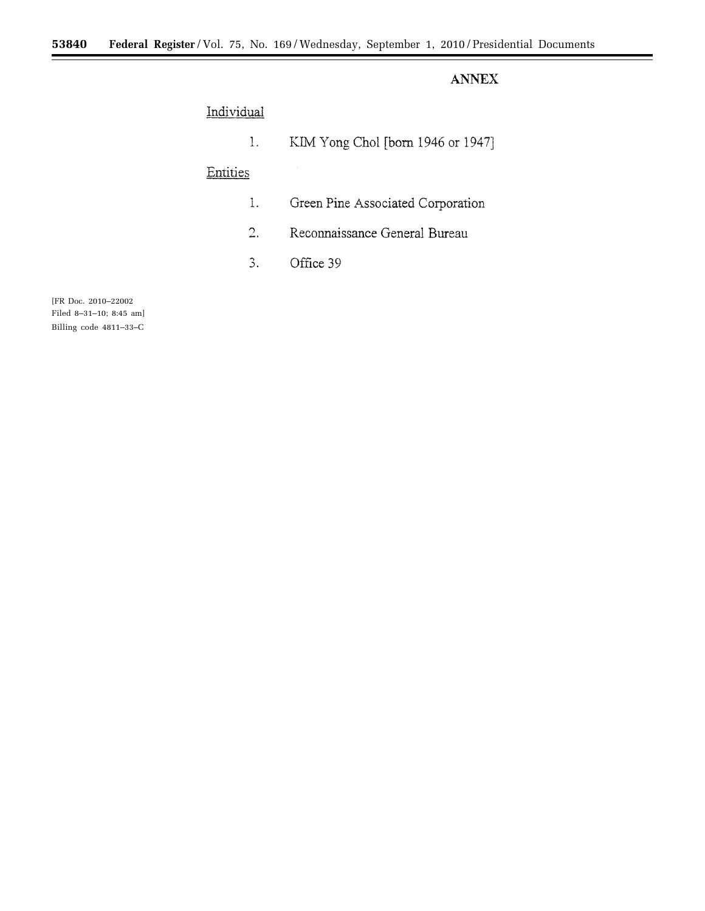# ANNEX

Individual

1. KIM Yong Chol [born 1946 or 1947]

Entities

1. Green Pine Associated Corporation
2. Reconnaissance General Bureau
3. Office 39

[FR Doc. 2010–22002
Filed 8–31–10; 8:45 am]
Billing code 4811–33–C